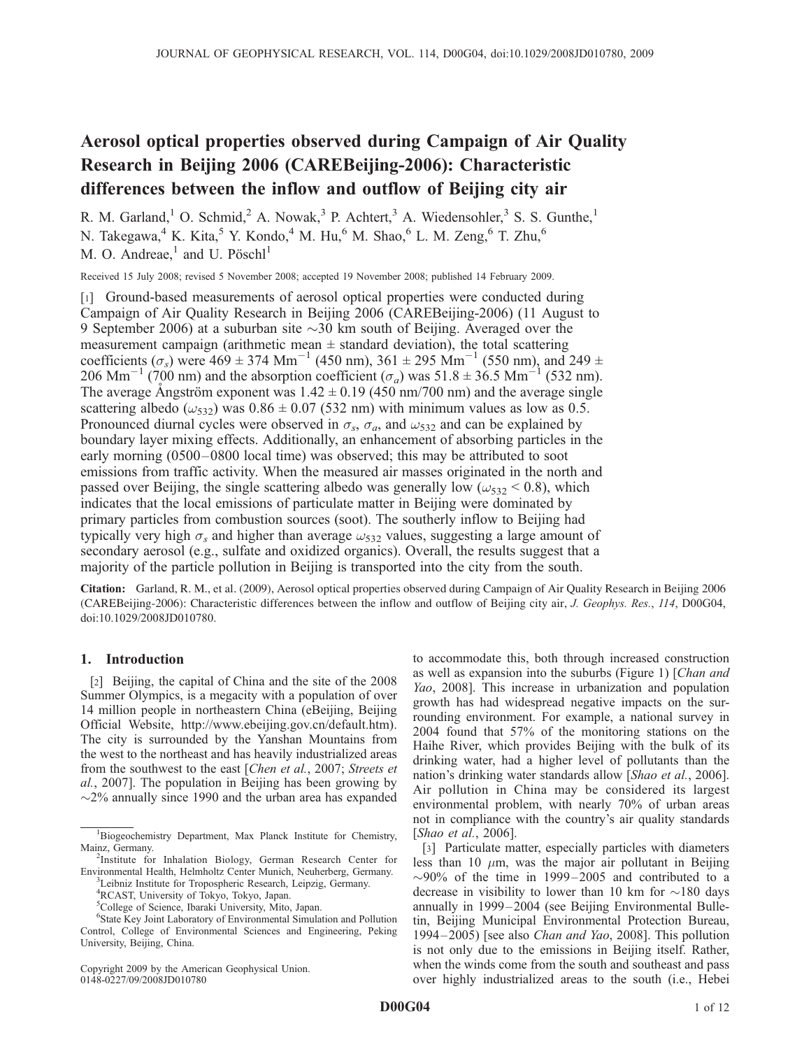# Aerosol optical properties observed during Campaign of Air Quality Research in Beijing 2006 (CAREBeijing-2006): Characteristic differences between the inflow and outflow of Beijing city air

R. M. Garland,[1] O. Schmid,[2] A. Nowak,[3] P. Achtert,[3] A. Wiedensohler,[3] S. S. Gunthe,[1] N. Takegawa,[4] K. Kita,[5] Y. Kondo,[4] M. Hu,[6] M. Shao,[6] L. M. Zeng,[6] T. Zhu,[6] M. O. Andreae,[1] and U. Pöschl[1]

Received 15 July 2008; revised 5 November 2008; accepted 19 November 2008; published 14 February 2009.

[1] Ground-based measurements of aerosol optical properties were conducted during Campaign of Air Quality Research in Beijing 2006 (CAREBeijing-2006) (11 August to 9 September 2006) at a suburban site ~30 km south of Beijing. Averaged over the measurement campaign (arithmetic mean ± standard deviation), the total scattering coefficients ($\sigma_s$) were 469 ± 374 $Mm^{-1}$ (450 nm), 361 ± 295 $Mm^{-1}$ (550 nm), and 249 ± 206 $Mm^{-1}$ (700 nm) and the absorption coefficient ($\sigma_a$) was 51.8 ± 36.5 $Mm^{-1}$ (532 nm). The average Ångström exponent was 1.42 ± 0.19 (450 nm/700 nm) and the average single scattering albedo ($\omega_{532}$) was 0.86 ± 0.07 (532 nm) with minimum values as low as 0.5. Pronounced diurnal cycles were observed in $\sigma_s$, $\sigma_a$, and $\omega_{532}$ and can be explained by boundary layer mixing effects. Additionally, an enhancement of absorbing particles in the early morning (0500–0800 local time) was observed; this may be attributed to soot emissions from traffic activity. When the measured air masses originated in the north and passed over Beijing, the single scattering albedo was generally low ($\omega_{532}$ < 0.8), which indicates that the local emissions of particulate matter in Beijing were dominated by primary particles from combustion sources (soot). The southerly inflow to Beijing had typically very high $\sigma_s$ and higher than average $\omega_{532}$ values, suggesting a large amount of secondary aerosol (e.g., sulfate and oxidized organics). Overall, the results suggest that a majority of the particle pollution in Beijing is transported into the city from the south.

**Citation:** Garland, R. M., et al. (2009), Aerosol optical properties observed during Campaign of Air Quality Research in Beijing 2006 (CAREBeijing-2006): Characteristic differences between the inflow and outflow of Beijing city air, *J. Geophys. Res.*, *114*, D00G04, doi:10.1029/2008JD010780.

## 1. Introduction

[2] Beijing, the capital of China and the site of the 2008 Summer Olympics, is a megacity with a population of over 14 million people in northeastern China (eBeijing, Beijing Official Website, http://www.ebeijing.gov.cn/default.htm). The city is surrounded by the Yanshan Mountains from the west to the northeast and has heavily industrialized areas from the southwest to the east [*Chen et al.*, 2007; *Streets et al.*, 2007]. The population in Beijing has been growing by ~2% annually since 1990 and the urban area has expanded to accommodate this, both through increased construction as well as expansion into the suburbs (Figure 1) [*Chan and Yao*, 2008]. This increase in urbanization and population growth has had widespread negative impacts on the surrounding environment. For example, a national survey in 2004 found that 57% of the monitoring stations on the Haihe River, which provides Beijing with the bulk of its drinking water, had a higher level of pollutants than the nation's drinking water standards allow [*Shao et al.*, 2006]. Air pollution in China may be considered its largest environmental problem, with nearly 70% of urban areas not in compliance with the country's air quality standards [*Shao et al.*, 2006].

[3] Particulate matter, especially particles with diameters less than 10 $\mu$m, was the major air pollutant in Beijing ~90% of the time in 1999–2005 and contributed to a decrease in visibility to lower than 10 km for ~180 days annually in 1999–2004 (see Beijing Environmental Bulletin, Beijing Municipal Environmental Protection Bureau, 1994–2005) [see also *Chan and Yao*, 2008]. This pollution is not only due to the emissions in Beijing itself. Rather, when the winds come from the south and southeast and pass over highly industrialized areas to the south (i.e., Hebei

---

[1] Biogeochemistry Department, Max Planck Institute for Chemistry, Mainz, Germany.

[2] Institute for Inhalation Biology, German Research Center for Environmental Health, Helmholtz Center Munich, Neuherberg, Germany.

[3] Leibniz Institute for Tropospheric Research, Leipzig, Germany.

[4] RCAST, University of Tokyo, Tokyo, Japan.

[5] College of Science, Ibaraki University, Mito, Japan.

[6] State Key Joint Laboratory of Environmental Simulation and Pollution Control, College of Environmental Sciences and Engineering, Peking University, Beijing, China.

Copyright 2009 by the American Geophysical Union.
0148-0227/09/2008JD010780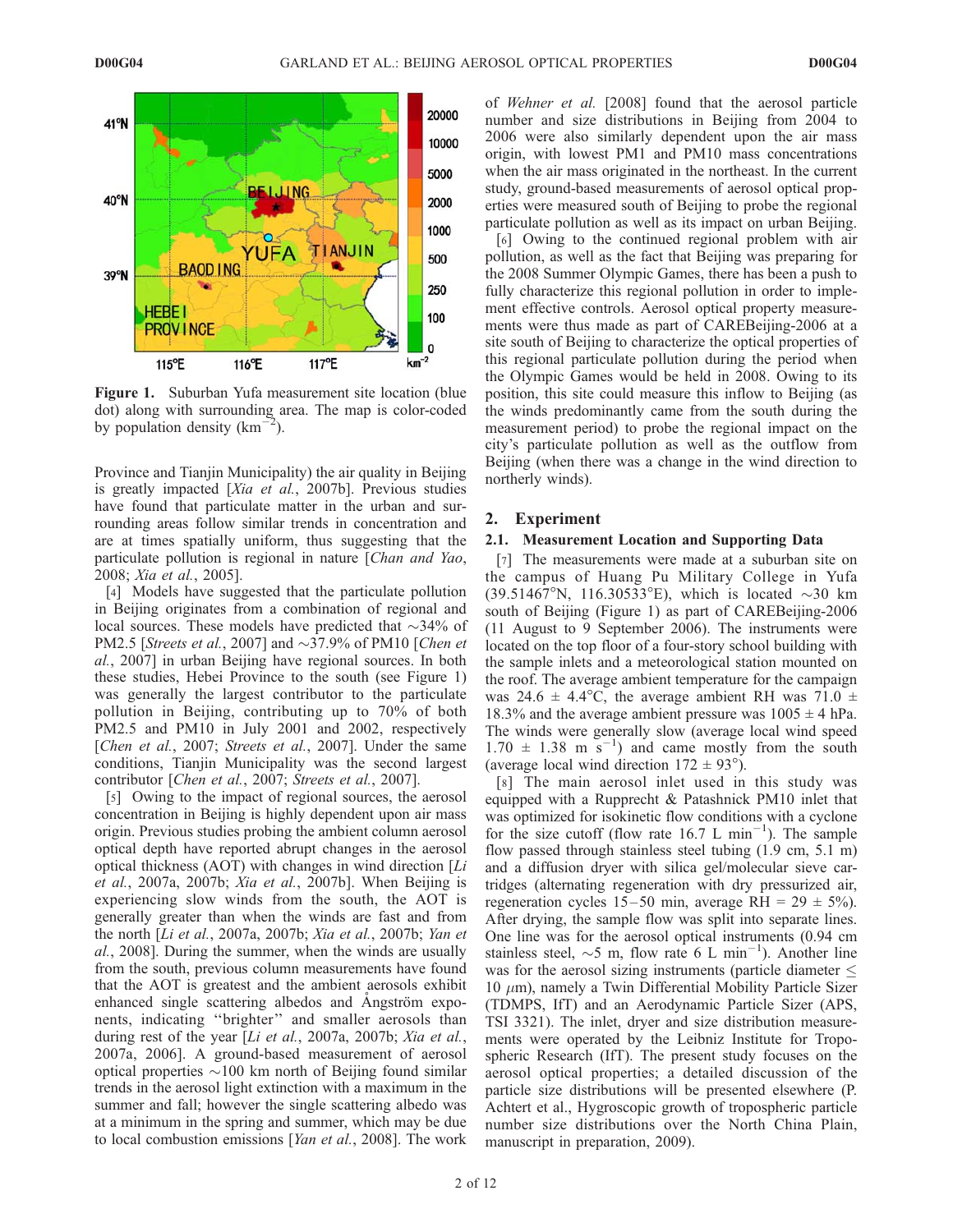Figure 1. Suburban Yufa measurement site location (blue dot) along with surrounding area. The map is color-coded by population density ($km^{-2}$).

Province and Tianjin Municipality) the air quality in Beijing is greatly impacted [*Xia et al.*, 2007b]. Previous studies have found that particulate matter in the urban and surrounding areas follow similar trends in concentration and are at times spatially uniform, thus suggesting that the particulate pollution is regional in nature [*Chan and Yao*, 2008; *Xia et al.*, 2005].

[4] Models have suggested that the particulate pollution in Beijing originates from a combination of regional and local sources. These models have predicted that ~34% of PM2.5 [*Streets et al.*, 2007] and ~37.9% of PM10 [*Chen et al.*, 2007] in urban Beijing have regional sources. In both these studies, Hebei Province to the south (see Figure 1) was generally the largest contributor to the particulate pollution in Beijing, contributing up to 70% of both PM2.5 and PM10 in July 2001 and 2002, respectively [*Chen et al.*, 2007; *Streets et al.*, 2007]. Under the same conditions, Tianjin Municipality was the second largest contributor [*Chen et al.*, 2007; *Streets et al.*, 2007].

[5] Owing to the impact of regional sources, the aerosol concentration in Beijing is highly dependent upon air mass origin. Previous studies probing the ambient column aerosol optical depth have reported abrupt changes in the aerosol optical thickness (AOT) with changes in wind direction [*Li et al.*, 2007a, 2007b; *Xia et al.*, 2007b]. When Beijing is experiencing slow winds from the south, the AOT is generally greater than when the winds are fast and from the north [*Li et al.*, 2007a, 2007b; *Xia et al.*, 2007b; *Yan et al.*, 2008]. During the summer, when the winds are usually from the south, previous column measurements have found that the AOT is greatest and the ambient aerosols exhibit enhanced single scattering albedos and Ångström exponents, indicating "brighter" and smaller aerosols than during rest of the year [*Li et al.*, 2007a, 2007b; *Xia et al.*, 2007a, 2006]. A ground-based measurement of aerosol optical properties ~100 km north of Beijing found similar trends in the aerosol light extinction with a maximum in the summer and fall; however the single scattering albedo was at a minimum in the spring and summer, which may be due to local combustion emissions [*Yan et al.*, 2008]. The work of *Wehner et al.* [2008] found that the aerosol particle number and size distributions in Beijing from 2004 to 2006 were also similarly dependent upon the air mass origin, with lowest PM1 and PM10 mass concentrations when the air mass originated in the northeast. In the current study, ground-based measurements of aerosol optical properties were measured south of Beijing to probe the regional particulate pollution as well as its impact on urban Beijing.

[6] Owing to the continued regional problem with air pollution, as well as the fact that Beijing was preparing for the 2008 Summer Olympic Games, there has been a push to fully characterize this regional pollution in order to implement effective controls. Aerosol optical property measurements were thus made as part of CAREBeijing-2006 at a site south of Beijing to characterize the optical properties of this regional particulate pollution during the period when the Olympic Games would be held in 2008. Owing to its position, this site could measure this inflow to Beijing (as the winds predominantly came from the south during the measurement period) to probe the regional impact on the city's particulate pollution as well as the outflow from Beijing (when there was a change in the wind direction to northerly winds).

## 2. Experiment

### 2.1. Measurement Location and Supporting Data

[7] The measurements were made at a suburban site on the campus of Huang Pu Military College in Yufa (39.51467°N, 116.30533°E), which is located ~30 km south of Beijing (Figure 1) as part of CAREBeijing-2006 (11 August to 9 September 2006). The instruments were located on the top floor of a four-story school building with the sample inlets and a meteorological station mounted on the roof. The average ambient temperature for the campaign was 24.6 ± 4.4°C, the average ambient RH was 71.0 ± 18.3% and the average ambient pressure was 1005 ± 4 hPa. The winds were generally slow (average local wind speed 1.70 ± 1.38 m $s^{-1}$) and came mostly from the south (average local wind direction 172 ± 93°).

[8] The main aerosol inlet used in this study was equipped with a Rupprecht & Patashnick PM10 inlet that was optimized for isokinetic flow conditions with a cyclone for the size cutoff (flow rate 16.7 L $min^{-1}$). The sample flow passed through stainless steel tubing (1.9 cm, 5.1 m) and a diffusion dryer with silica gel/molecular sieve cartridges (alternating regeneration with dry pressurized air, regeneration cycles 15–50 min, average RH = 29 ± 5%). After drying, the sample flow was split into separate lines. One line was for the aerosol optical instruments (0.94 cm stainless steel, ~5 m, flow rate 6 L $min^{-1}$). Another line was for the aerosol sizing instruments (particle diameter ≤ 10 $\mu$m), namely a Twin Differential Mobility Particle Sizer (TDMPS, IfT) and an Aerodynamic Particle Sizer (APS, TSI 3321). The inlet, dryer and size distribution measurements were operated by the Leibniz Institute for Tropospheric Research (IfT). The present study focuses on the aerosol optical properties; a detailed discussion of the particle size distributions will be presented elsewhere (P. Achtert et al., Hygroscopic growth of tropospheric particle number size distributions over the North China Plain, manuscript in preparation, 2009).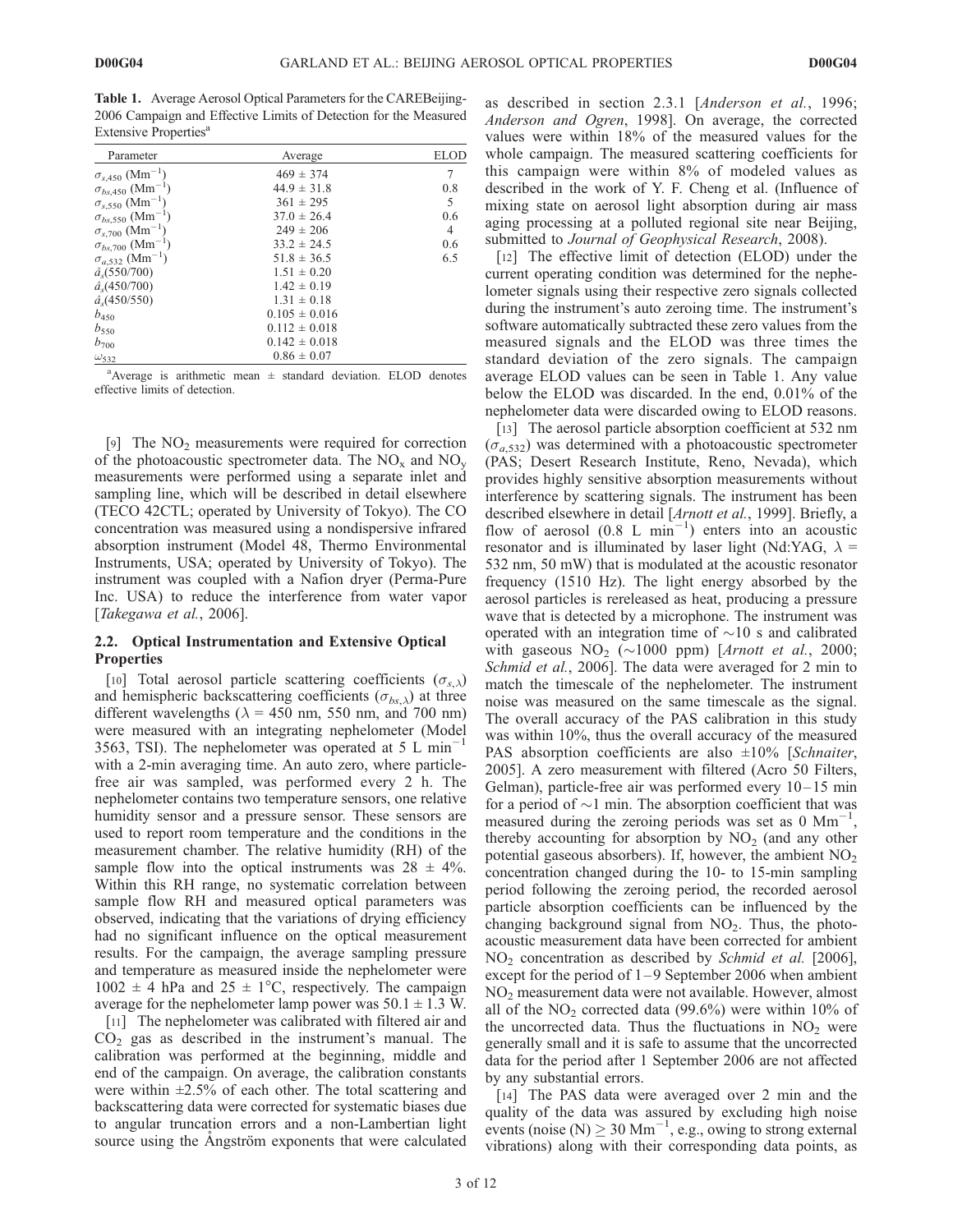**Table 1.** Average Aerosol Optical Parameters for the CAREBeijing-2006 Campaign and Effective Limits of Detection for the Measured Extensive Properties[a]

| Parameter | Average | ELOD |
|---|---|---|
| $\sigma_{s,450}$ ($Mm^{-1}$) | 469 ± 374 | 7 |
| $\sigma_{bs,450}$ ($Mm^{-1}$) | 44.9 ± 31.8 | 0.8 |
| $\sigma_{s,550}$ ($Mm^{-1}$) | 361 ± 295 | 5 |
| $\sigma_{bs,550}$ ($Mm^{-1}$) | 37.0 ± 26.4 | 0.6 |
| $\sigma_{s,700}$ ($Mm^{-1}$) | 249 ± 206 | 4 |
| $\sigma_{bs,700}$ ($Mm^{-1}$) | 33.2 ± 24.5 | 0.6 |
| $\sigma_{a,532}$ ($Mm^{-1}$) | 51.8 ± 36.5 | 6.5 |
| $\mathring{a}_s$(550/700) | 1.51 ± 0.20 | |
| $\mathring{a}_s$(450/700) | 1.42 ± 0.19 | |
| $\mathring{a}_s$(450/550) | 1.31 ± 0.18 | |
| $b_{450}$ | 0.105 ± 0.016 | |
| $b_{550}$ | 0.112 ± 0.018 | |
| $b_{700}$ | 0.142 ± 0.018 | |
| $\omega_{532}$ | 0.86 ± 0.07 | |

[a]Average is arithmetic mean ± standard deviation. ELOD denotes effective limits of detection.

[9] The $NO_2$ measurements were required for correction of the photoacoustic spectrometer data. The $NO_x$ and $NO_y$ measurements were performed using a separate inlet and sampling line, which will be described in detail elsewhere (TECO 42CTL; operated by University of Tokyo). The CO concentration was measured using a nondispersive infrared absorption instrument (Model 48, Thermo Environmental Instruments, USA; operated by University of Tokyo). The instrument was coupled with a Nafion dryer (Perma-Pure Inc. USA) to reduce the interference from water vapor [*Takegawa et al.*, 2006].

### 2.2. Optical Instrumentation and Extensive Optical Properties

[10] Total aerosol particle scattering coefficients ($\sigma_{s,\lambda}$) and hemispheric backscattering coefficients ($\sigma_{bs,\lambda}$) at three different wavelengths ($\lambda$ = 450 nm, 550 nm, and 700 nm) were measured with an integrating nephelometer (Model 3563, TSI). The nephelometer was operated at 5 L $min^{-1}$ with a 2-min averaging time. An auto zero, where particle-free air was sampled, was performed every 2 h. The nephelometer contains two temperature sensors, one relative humidity sensor and a pressure sensor. These sensors are used to report room temperature and the conditions in the measurement chamber. The relative humidity (RH) of the sample flow into the optical instruments was 28 ± 4%. Within this RH range, no systematic correlation between sample flow RH and measured optical parameters was observed, indicating that the variations of drying efficiency had no significant influence on the optical measurement results. For the campaign, the average sampling pressure and temperature as measured inside the nephelometer were 1002 ± 4 hPa and 25 ± 1°C, respectively. The campaign average for the nephelometer lamp power was 50.1 ± 1.3 W.

[11] The nephelometer was calibrated with filtered air and $CO_2$ gas as described in the instrument's manual. The calibration was performed at the beginning, middle and end of the campaign. On average, the calibration constants were within ±2.5% of each other. The total scattering and backscattering data were corrected for systematic biases due to angular truncation errors and a non-Lambertian light source using the Ångström exponents that were calculated as described in section 2.3.1 [*Anderson et al.*, 1996; *Anderson and Ogren*, 1998]. On average, the corrected values were within 18% of the measured values for the whole campaign. The measured scattering coefficients for this campaign were within 8% of modeled values as described in the work of Y. F. Cheng et al. (Influence of mixing state on aerosol light absorption during air mass aging processing at a polluted regional site near Beijing, submitted to *Journal of Geophysical Research*, 2008).

[12] The effective limit of detection (ELOD) under the current operating condition was determined for the nephelometer signals using their respective zero signals collected during the instrument's auto zeroing time. The instrument's software automatically subtracted these zero values from the measured signals and the ELOD was three times the standard deviation of the zero signals. The campaign average ELOD values can be seen in Table 1. Any value below the ELOD was discarded. In the end, 0.01% of the nephelometer data were discarded owing to ELOD reasons.

[13] The aerosol particle absorption coefficient at 532 nm ($\sigma_{a,532}$) was determined with a photoacoustic spectrometer (PAS; Desert Research Institute, Reno, Nevada), which provides highly sensitive absorption measurements without interference by scattering signals. The instrument has been described elsewhere in detail [*Arnott et al.*, 1999]. Briefly, a flow of aerosol (0.8 L $min^{-1}$) enters into an acoustic resonator and is illuminated by laser light (Nd:YAG, $\lambda$ = 532 nm, 50 mW) that is modulated at the acoustic resonator frequency (1510 Hz). The light energy absorbed by the aerosol particles is rereleased as heat, producing a pressure wave that is detected by a microphone. The instrument was operated with an integration time of ~10 s and calibrated with gaseous $NO_2$ (~1000 ppm) [*Arnott et al.*, 2000; *Schmid et al.*, 2006]. The data were averaged for 2 min to match the timescale of the nephelometer. The instrument noise was measured on the same timescale as the signal. The overall accuracy of the PAS calibration in this study was within 10%, thus the overall accuracy of the measured PAS absorption coefficients are also ±10% [*Schnaiter*, 2005]. A zero measurement with filtered (Acro 50 Filters, Gelman), particle-free air was performed every 10–15 min for a period of ~1 min. The absorption coefficient that was measured during the zeroing periods was set as 0 $Mm^{-1}$, thereby accounting for absorption by $NO_2$ (and any other potential gaseous absorbers). If, however, the ambient $NO_2$ concentration changed during the 10- to 15-min sampling period following the zeroing period, the recorded aerosol particle absorption coefficients can be influenced by the changing background signal from $NO_2$. Thus, the photoacoustic measurement data have been corrected for ambient $NO_2$ concentration as described by *Schmid et al.* [2006], except for the period of 1–9 September 2006 when ambient $NO_2$ measurement data were not available. However, almost all of the $NO_2$ corrected data (99.6%) were within 10% of the uncorrected data. Thus the fluctuations in $NO_2$ were generally small and it is safe to assume that the uncorrected data for the period after 1 September 2006 are not affected by any substantial errors.

[14] The PAS data were averaged over 2 min and the quality of the data was assured by excluding high noise events (noise (N) $\geq$ 30 $Mm^{-1}$, e.g., owing to strong external vibrations) along with their corresponding data points, as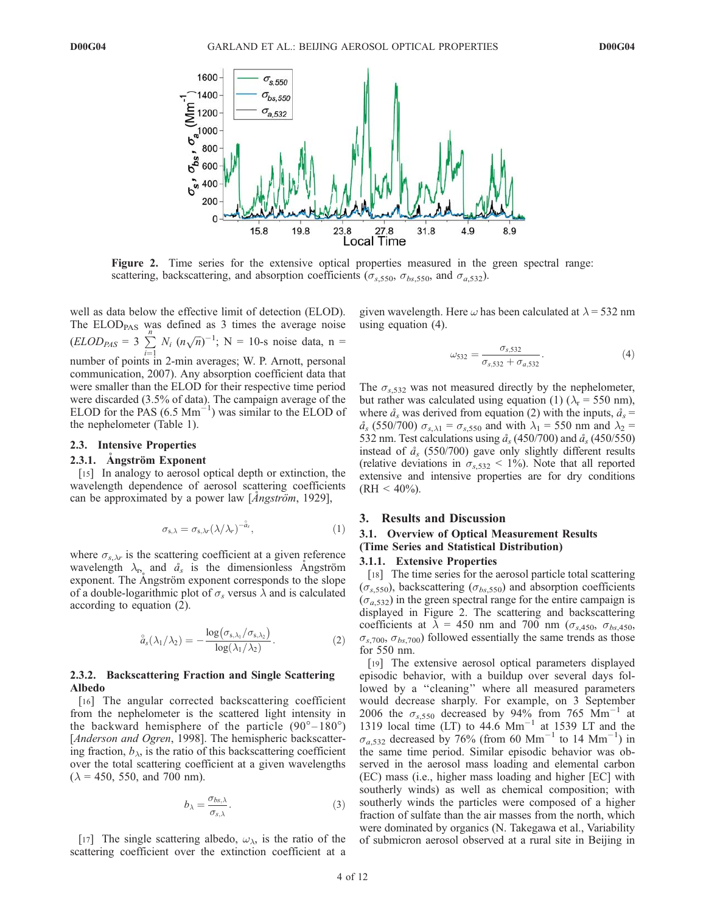Figure 2. Time series for the extensive optical properties measured in the green spectral range: scattering, backscattering, and absorption coefficients ($\sigma_{s,550}$, $\sigma_{bs,550}$, and $\sigma_{a,532}$).

well as data below the effective limit of detection (ELOD). The $ELOD_{PAS}$ was defined as 3 times the average noise ($ELOD_{PAS} = 3 \sum_{i=1}^{n} N_i \, (n\sqrt{n})^{-1}$; N = 10-s noise data, n = number of points in 2-min averages; W. P. Arnott, personal communication, 2007). Any absorption coefficient data that were smaller than the ELOD for their respective time period were discarded (3.5% of data). The campaign average of the ELOD for the PAS (6.5 $Mm^{-1}$) was similar to the ELOD of the nephelometer (Table 1).

### 2.3. Intensive Properties

#### 2.3.1. Ångström Exponent

[15] In analogy to aerosol optical depth or extinction, the wavelength dependence of aerosol scattering coefficients can be approximated by a power law [*Ångström*, 1929],

$$\sigma_{s,\lambda} = \sigma_{s,\lambda r}(\lambda/\lambda_r)^{-\mathring{a}_s}, \qquad (1)$$

where $\sigma_{s,\lambda r}$ is the scattering coefficient at a given reference wavelength $\lambda_r$, and $\mathring{a}_s$ is the dimensionless Ångström exponent. The Ångström exponent corresponds to the slope of a double-logarithmic plot of $\sigma_s$ versus $\lambda$ and is calculated according to equation (2).

$$\mathring{a}_s(\lambda_1/\lambda_2) = -\frac{\log(\sigma_{s,\lambda_1}/\sigma_{s,\lambda_2})}{\log(\lambda_1/\lambda_2)}. \qquad (2)$$

#### 2.3.2. Backscattering Fraction and Single Scattering Albedo

[16] The angular corrected backscattering coefficient from the nephelometer is the scattered light intensity in the backward hemisphere of the particle (90°–180°) [*Anderson and Ogren*, 1998]. The hemispheric backscattering fraction, $b_\lambda$, is the ratio of this backscattering coefficient over the total scattering coefficient at a given wavelengths ($\lambda$ = 450, 550, and 700 nm).

$$b_\lambda = \frac{\sigma_{bs,\lambda}}{\sigma_{s,\lambda}}. \qquad (3)$$

[17] The single scattering albedo, $\omega_\lambda$, is the ratio of the scattering coefficient over the extinction coefficient at a given wavelength. Here $\omega$ has been calculated at $\lambda$ = 532 nm using equation (4).

$$\omega_{532} = \frac{\sigma_{s,532}}{\sigma_{s,532} + \sigma_{a,532}}. \qquad (4)$$

The $\sigma_{s,532}$ was not measured directly by the nephelometer, but rather was calculated using equation (1) ($\lambda_r$ = 550 nm), where $\mathring{a}_s$ was derived from equation (2) with the inputs, $\mathring{a}_s$ = $\mathring{a}_s$ (550/700) $\sigma_{s,\lambda 1} = \sigma_{s,550}$ and with $\lambda_1$ = 550 nm and $\lambda_2$ = 532 nm. Test calculations using $\mathring{a}_s$ (450/700) and $\mathring{a}_s$ (450/550) instead of $\mathring{a}_s$ (550/700) gave only slightly different results (relative deviations in $\sigma_{s,532}$ < 1%). Note that all reported extensive and intensive properties are for dry conditions (RH < 40%).

## 3. Results and Discussion

### 3.1. Overview of Optical Measurement Results (Time Series and Statistical Distribution)

#### 3.1.1. Extensive Properties

[18] The time series for the aerosol particle total scattering ($\sigma_{s,550}$), backscattering ($\sigma_{bs,550}$) and absorption coefficients ($\sigma_{a,532}$) in the green spectral range for the entire campaign is displayed in Figure 2. The scattering and backscattering coefficients at $\lambda$ = 450 nm and 700 nm ($\sigma_{s,450}$, $\sigma_{bs,450}$, $\sigma_{s,700}$, $\sigma_{bs,700}$) followed essentially the same trends as those for 550 nm.

[19] The extensive aerosol optical parameters displayed episodic behavior, with a buildup over several days followed by a "cleaning" where all measured parameters would decrease sharply. For example, on 3 September 2006 the $\sigma_{s,550}$ decreased by 94% from 765 $Mm^{-1}$ at 1319 local time (LT) to 44.6 $Mm^{-1}$ at 1539 LT and the $\sigma_{a,532}$ decreased by 76% (from 60 $Mm^{-1}$ to 14 $Mm^{-1}$) in the same time period. Similar episodic behavior was observed in the aerosol mass loading and elemental carbon (EC) mass (i.e., higher mass loading and higher [EC] with southerly winds) as well as chemical composition; with southerly winds the particles were composed of a higher fraction of sulfate than the air masses from the north, which were dominated by organics (N. Takegawa et al., Variability of submicron aerosol observed at a rural site in Beijing in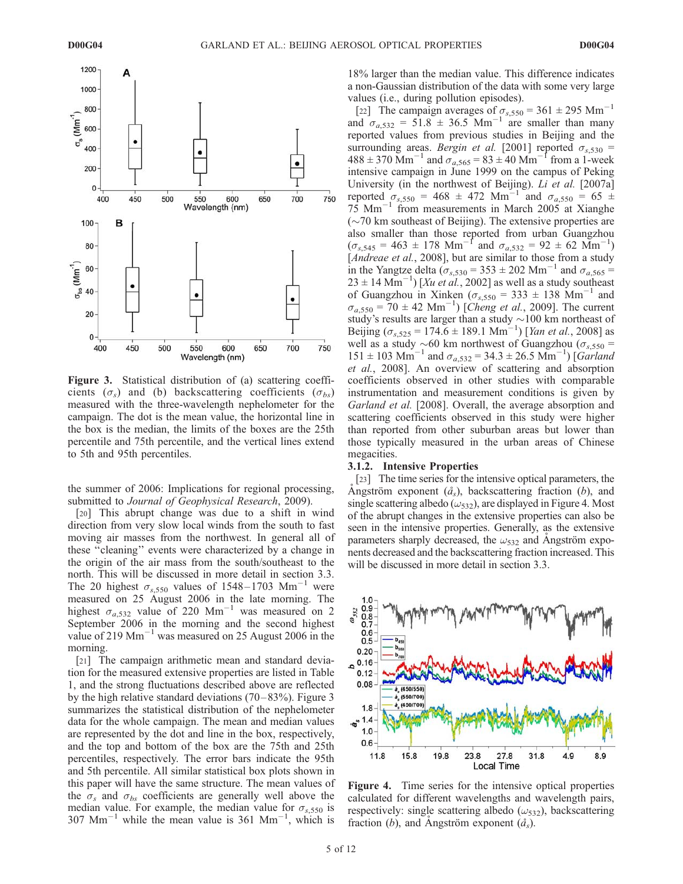Figure 3. Statistical distribution of (a) scattering coefficients ($\sigma_s$) and (b) backscattering coefficients ($\sigma_{bs}$) measured with the three-wavelength nephelometer for the campaign. The dot is the mean value, the horizontal line in the box is the median, the limits of the boxes are the 25th percentile and 75th percentile, and the vertical lines extend to 5th and 95th percentiles.

the summer of 2006: Implications for regional processing, submitted to *Journal of Geophysical Research*, 2009).

[20] This abrupt change was due to a shift in wind direction from very slow local winds from the south to fast moving air masses from the northwest. In general all of these "cleaning" events were characterized by a change in the origin of the air mass from the south/southeast to the north. This will be discussed in more detail in section 3.3. The 20 highest $\sigma_{s,550}$ values of 1548–1703 $Mm^{-1}$ were measured on 25 August 2006 in the late morning. The highest $\sigma_{a,532}$ value of 220 $Mm^{-1}$ was measured on 2 September 2006 in the morning and the second highest value of 219 $Mm^{-1}$ was measured on 25 August 2006 in the morning.

[21] The campaign arithmetic mean and standard deviation for the measured extensive properties are listed in Table 1, and the strong fluctuations described above are reflected by the high relative standard deviations (70–83%). Figure 3 summarizes the statistical distribution of the nephelometer data for the whole campaign. The mean and median values are represented by the dot and line in the box, respectively, and the top and bottom of the box are the 75th and 25th percentiles, respectively. The error bars indicate the 95th and 5th percentile. All similar statistical box plots shown in this paper will have the same structure. The mean values of the $\sigma_s$ and $\sigma_{bs}$ coefficients are generally well above the median value. For example, the median value for $\sigma_{s,550}$ is 307 $Mm^{-1}$ while the mean value is 361 $Mm^{-1}$, which is 18% larger than the median value. This difference indicates a non-Gaussian distribution of the data with some very large values (i.e., during pollution episodes).

[22] The campaign averages of $\sigma_{s,550}$ = 361 ± 295 $Mm^{-1}$ and $\sigma_{a,532}$ = 51.8 ± 36.5 $Mm^{-1}$ are smaller than many reported values from previous studies in Beijing and the surrounding areas. *Bergin et al.* [2001] reported $\sigma_{s,530}$ = 488 ± 370 $Mm^{-1}$ and $\sigma_{a,565}$ = 83 ± 40 $Mm^{-1}$ from a 1-week intensive campaign in June 1999 on the campus of Peking University (in the northwest of Beijing). *Li et al.* [2007a] reported $\sigma_{s,550}$ = 468 ± 472 $Mm^{-1}$ and $\sigma_{a,550}$ = 65 ± 75 $Mm^{-1}$ from measurements in March 2005 at Xianghe (~70 km southeast of Beijing). The extensive properties are also smaller than those reported from urban Guangzhou ($\sigma_{s,545}$ = 463 ± 178 $Mm^{-1}$ and $\sigma_{a,532}$ = 92 ± 62 $Mm^{-1}$) [*Andreae et al.*, 2008], but are similar to those from a study in the Yangtze delta ($\sigma_{s,530}$ = 353 ± 202 $Mm^{-1}$ and $\sigma_{a,565}$ = 23 ± 14 $Mm^{-1}$) [*Xu et al.*, 2002] as well as a study southeast of Guangzhou in Xinken ($\sigma_{s,550}$ = 333 ± 138 $Mm^{-1}$ and $\sigma_{a,550}$ = 70 ± 42 $Mm^{-1}$) [*Cheng et al.*, 2009]. The current study's results are larger than a study ~100 km northeast of Beijing ($\sigma_{s,525}$ = 174.6 ± 189.1 $Mm^{-1}$) [*Yan et al.*, 2008] as well as a study ~60 km northwest of Guangzhou ($\sigma_{s,550}$ = 151 ± 103 $Mm^{-1}$ and $\sigma_{a,532}$ = 34.3 ± 26.5 $Mm^{-1}$) [*Garland et al.*, 2008]. An overview of scattering and absorption coefficients observed in other studies with comparable instrumentation and measurement conditions is given by *Garland et al.* [2008]. Overall, the average absorption and scattering coefficients observed in this study were higher than reported from other suburban areas but lower than those typically measured in the urban areas of Chinese megacities.

### 3.1.2. Intensive Properties

[23] The time series for the intensive optical parameters, the Ångström exponent ($\mathring{a}_s$), backscattering fraction ($b$), and single scattering albedo ($\omega_{532}$), are displayed in Figure 4. Most of the abrupt changes in the extensive properties can also be seen in the intensive properties. Generally, as the extensive parameters sharply decreased, the $\omega_{532}$ and Ångström exponents decreased and the backscattering fraction increased. This will be discussed in more detail in section 3.3.

Figure 4. Time series for the intensive optical properties calculated for different wavelengths and wavelength pairs, respectively: single scattering albedo ($\omega_{532}$), backscattering fraction ($b$), and Ångström exponent ($\mathring{a}_s$).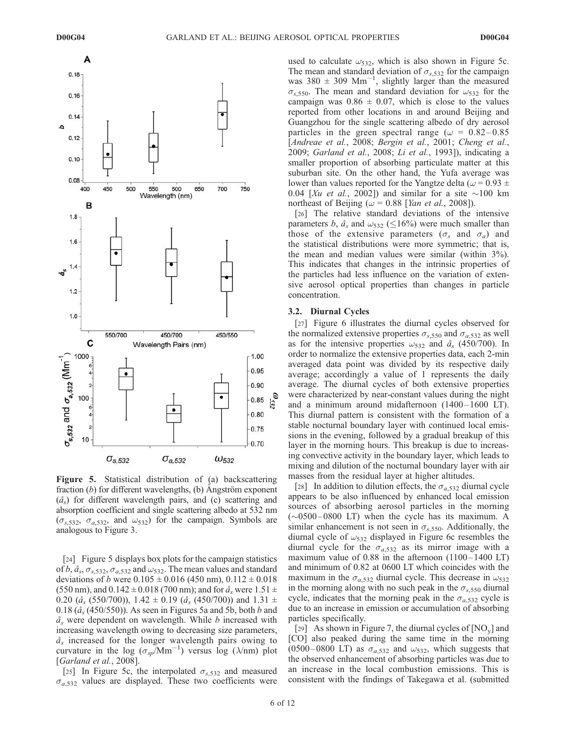Figure 5. Statistical distribution of (a) backscattering fraction ($b$) for different wavelengths, (b) Ångström exponent ($\mathring{a}_s$) for different wavelength pairs, and (c) scattering and absorption coefficient and single scattering albedo at 532 nm ($\sigma_{s,532}$, $\sigma_{a,532}$, and $\omega_{532}$) for the campaign. Symbols are analogous to Figure 3.

[24] Figure 5 displays box plots for the campaign statistics of $b$, $\mathring{a}_s$, $\sigma_{s,532}$, $\sigma_{a,532}$ and $\omega_{532}$. The mean values and standard deviations of $b$ were $0.105 \pm 0.016$ (450 nm), $0.112 \pm 0.018$ (550 nm), and $0.142 \pm 0.018$ (700 nm); and for $\mathring{a}_s$ were $1.51 \pm 0.20$ ($\mathring{a}_s$ (550/700)), $1.42 \pm 0.19$ ($\mathring{a}_s$ (450/700)) and $1.31 \pm 0.18$ ($\mathring{a}_s$ (450/550)). As seen in Figures 5a and 5b, both $b$ and $\mathring{a}_s$ were dependent on wavelength. While $b$ increased with increasing wavelength owing to decreasing size parameters, $\mathring{a}_s$ increased for the longer wavelength pairs owing to curvature in the log ($\sigma_{sp}$/Mm$^{-1}$) versus log ($\lambda$/nm) plot [*Garland et al.*, 2008].

[25] In Figure 5c, the interpolated $\sigma_{s,532}$ and measured $\sigma_{a,532}$ values are displayed. These two coefficients were used to calculate $\omega_{532}$, which is also shown in Figure 5c. The mean and standard deviation of $\sigma_{s,532}$ for the campaign was $380 \pm 309$ Mm$^{-1}$, slightly larger than the measured $\sigma_{s,550}$. The mean and standard deviation for $\omega_{532}$ for the campaign was $0.86 \pm 0.07$, which is close to the values reported from other locations in and around Beijing and Guangzhou for the single scattering albedo of dry aerosol particles in the green spectral range ($\omega$ = 0.82–0.85 [*Andreae et al.*, 2008; *Bergin et al.*, 2001; *Cheng et al.*, 2009; *Garland et al.*, 2008; *Li et al.*, 1993]), indicating a smaller proportion of absorbing particulate matter at this suburban site. On the other hand, the Yufa average was lower than values reported for the Yangtze delta ($\omega = 0.93 \pm 0.04$ [*Xu et al.*, 2002]) and similar for a site ~100 km northeast of Beijing ($\omega$ = 0.88 [*Yan et al.*, 2008]).

[26] The relative standard deviations of the intensive parameters $b$, $\mathring{a}_s$ and $\omega_{532}$ ($\leq$16%) were much smaller than those of the extensive parameters ($\sigma_s$ and $\sigma_a$) and the statistical distributions were more symmetric; that is, the mean and median values were similar (within 3%). This indicates that changes in the intrinsic properties of the particles had less influence on the variation of extensive aerosol optical properties than changes in particle concentration.

### 3.2. Diurnal Cycles

[27] Figure 6 illustrates the diurnal cycles observed for the normalized extensive properties $\sigma_{s,550}$ and $\sigma_{a,532}$ as well as for the intensive properties $\omega_{532}$ and $\mathring{a}_s$ (450/700). In order to normalize the extensive properties data, each 2-min averaged data point was divided by its respective daily average; accordingly a value of 1 represents the daily average. The diurnal cycles of both extensive properties were characterized by near-constant values during the night and a minimum around midafternoon (1400–1600 LT). This diurnal pattern is consistent with the formation of a stable nocturnal boundary layer with continued local emissions in the evening, followed by a gradual breakup of this layer in the morning hours. This breakup is due to increasing convective activity in the boundary layer, which leads to mixing and dilution of the nocturnal boundary layer with air masses from the residual layer at higher altitudes.

[28] In addition to dilution effects, the $\sigma_{a,532}$ diurnal cycle appears to be also influenced by enhanced local emission sources of absorbing aerosol particles in the morning (~0500–0800 LT) when the cycle has its maximum. A similar enhancement is not seen in $\sigma_{s,550}$. Additionally, the diurnal cycle of $\omega_{532}$ displayed in Figure 6c resembles the diurnal cycle for the $\sigma_{a,532}$ as its mirror image with a maximum value of 0.88 in the afternoon (1100–1400 LT) and minimum of 0.82 at 0600 LT which coincides with the maximum in the $\sigma_{a,532}$ diurnal cycle. This decrease in $\omega_{532}$ in the morning along with no such peak in the $\sigma_{s,550}$ diurnal cycle, indicates that the morning peak in the $\sigma_{a,532}$ cycle is due to an increase in emission or accumulation of absorbing particles specifically.

[29] As shown in Figure 7, the diurnal cycles of [$NO_y$] and [CO] also peaked during the same time in the morning (0500–0800 LT) as $\sigma_{a,532}$ and $\omega_{532}$, which suggests that the observed enhancement of absorbing particles was due to an increase in the local combustion emissions. This is consistent with the findings of Takegawa et al. (submitted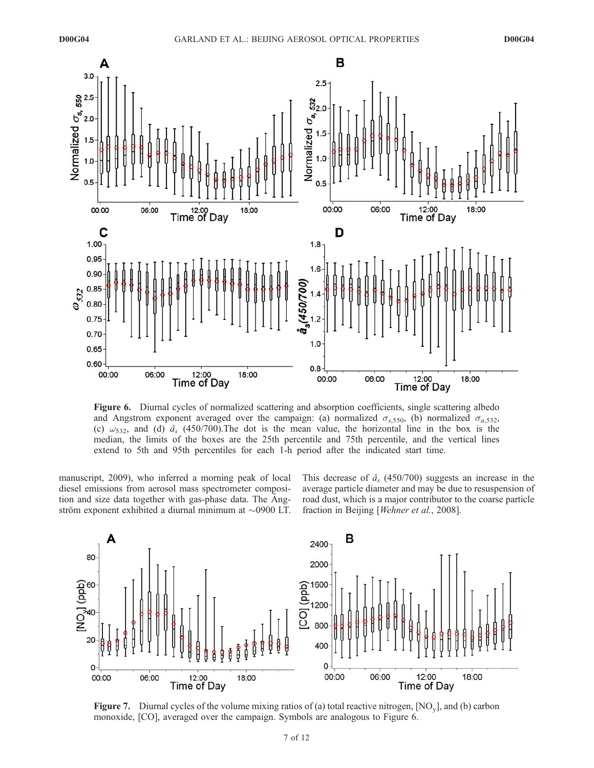**Figure 6.** Diurnal cycles of normalized scattering and absorption coefficients, single scattering albedo and Angstrom exponent averaged over the campaign: (a) normalized $\sigma_{s,550}$, (b) normalized $\sigma_{a,532}$, (c) $\omega_{532}$, and (d) $\mathring{a}_s$ (450/700).The dot is the mean value, the horizontal line in the box is the median, the limits of the boxes are the 25th percentile and 75th percentile, and the vertical lines extend to 5th and 95th percentiles for each 1-h period after the indicated start time.

manuscript, 2009), who inferred a morning peak of local diesel emissions from aerosol mass spectrometer composition and size data together with gas-phase data. The Ångström exponent exhibited a diurnal minimum at ~0900 LT. This decrease of $\mathring{a}_s$ (450/700) suggests an increase in the average particle diameter and may be due to resuspension of road dust, which is a major contributor to the coarse particle fraction in Beijing [*Wehner et al.*, 2008].

**Figure 7.** Diurnal cycles of the volume mixing ratios of (a) total reactive nitrogen, [$NO_y$], and (b) carbon monoxide, [CO], averaged over the campaign. Symbols are analogous to Figure 6.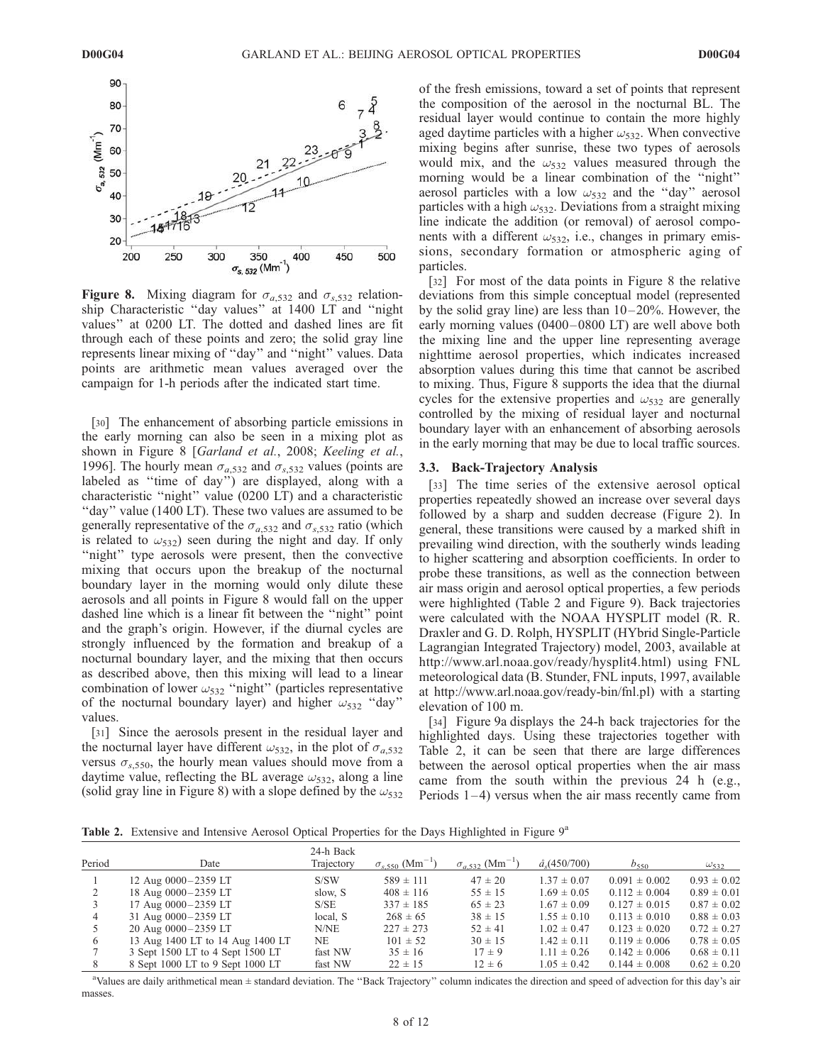**Figure 8.** Mixing diagram for $\sigma_{a,532}$ and $\sigma_{s,532}$ relationship Characteristic "day values" at 1400 LT and "night values" at 0200 LT. The dotted and dashed lines are fit through each of these points and zero; the solid gray line represents linear mixing of "day" and "night" values. Data points are arithmetic mean values averaged over the campaign for 1-h periods after the indicated start time.

[30] The enhancement of absorbing particle emissions in the early morning can also be seen in a mixing plot as shown in Figure 8 [*Garland et al.*, 2008; *Keeling et al.*, 1996]. The hourly mean $\sigma_{a,532}$ and $\sigma_{s,532}$ values (points are labeled as "time of day") are displayed, along with a characteristic "night" value (0200 LT) and a characteristic "day" value (1400 LT). These two values are assumed to be generally representative of the $\sigma_{a,532}$ and $\sigma_{s,532}$ ratio (which is related to $\omega_{532}$) seen during the night and day. If only "night" type aerosols were present, then the convective mixing that occurs upon the breakup of the nocturnal boundary layer in the morning would only dilute these aerosols and all points in Figure 8 would fall on the upper dashed line which is a linear fit between the "night" point and the graph's origin. However, if the diurnal cycles are strongly influenced by the formation and breakup of a nocturnal boundary layer, and the mixing that then occurs as described above, then this mixing will lead to a linear combination of lower $\omega_{532}$ "night" (particles representative of the nocturnal boundary layer) and higher $\omega_{532}$ "day" values.

[31] Since the aerosols present in the residual layer and the nocturnal layer have different $\omega_{532}$, in the plot of $\sigma_{a,532}$ versus $\sigma_{s,550}$, the hourly mean values should move from a daytime value, reflecting the BL average $\omega_{532}$, along a line (solid gray line in Figure 8) with a slope defined by the $\omega_{532}$ of the fresh emissions, toward a set of points that represent the composition of the aerosol in the nocturnal BL. The residual layer would continue to contain the more highly aged daytime particles with a higher $\omega_{532}$. When convective mixing begins after sunrise, these two types of aerosols would mix, and the $\omega_{532}$ values measured through the morning would be a linear combination of the "night" aerosol particles with a low $\omega_{532}$ and the "day" aerosol particles with a high $\omega_{532}$. Deviations from a straight mixing line indicate the addition (or removal) of aerosol components with a different $\omega_{532}$, i.e., changes in primary emissions, secondary formation or atmospheric aging of particles.

[32] For most of the data points in Figure 8 the relative deviations from this simple conceptual model (represented by the solid gray line) are less than 10–20%. However, the early morning values (0400–0800 LT) are well above both the mixing line and the upper line representing average nighttime aerosol properties, which indicates increased absorption values during this time that cannot be ascribed to mixing. Thus, Figure 8 supports the idea that the diurnal cycles for the extensive properties and $\omega_{532}$ are generally controlled by the mixing of residual layer and nocturnal boundary layer with an enhancement of absorbing aerosols in the early morning that may be due to local traffic sources.

### 3.3. Back-Trajectory Analysis

[33] The time series of the extensive aerosol optical properties repeatedly showed an increase over several days followed by a sharp and sudden decrease (Figure 2). In general, these transitions were caused by a marked shift in prevailing wind direction, with the southerly winds leading to higher scattering and absorption coefficients. In order to probe these transitions, as well as the connection between air mass origin and aerosol optical properties, a few periods were highlighted (Table 2 and Figure 9). Back trajectories were calculated with the NOAA HYSPLIT model (R. R. Draxler and G. D. Rolph, HYSPLIT (HYbrid Single-Particle Lagrangian Integrated Trajectory) model, 2003, available at http://www.arl.noaa.gov/ready/hysplit4.html) using FNL meteorological data (B. Stunder, FNL inputs, 1997, available at http://www.arl.noaa.gov/ready-bin/fnl.pl) with a starting elevation of 100 m.

[34] Figure 9a displays the 24-h back trajectories for the highlighted days. Using these trajectories together with Table 2, it can be seen that there are large differences between the aerosol optical properties when the air mass came from the south within the previous 24 h (e.g., Periods 1–4) versus when the air mass recently came from

**Table 2.** Extensive and Intensive Aerosol Optical Properties for the Days Highlighted in Figure 9[a]

| Period | Date | 24-h Back Trajectory | $\sigma_{s,550}$ (Mm$^{-1}$) | $\sigma_{a,532}$ (Mm$^{-1}$) | $\mathring{a}_s$(450/700) | $b_{550}$ | $\omega_{532}$ |
|---|---|---|---|---|---|---|---|
| 1 | 12 Aug 0000–2359 LT | S/SW | 589 ± 111 | 47 ± 20 | 1.37 ± 0.07 | 0.091 ± 0.002 | 0.93 ± 0.02 |
| 2 | 18 Aug 0000–2359 LT | slow, S | 408 ± 116 | 55 ± 15 | 1.69 ± 0.05 | 0.112 ± 0.004 | 0.89 ± 0.01 |
| 3 | 17 Aug 0000–2359 LT | S/SE | 337 ± 185 | 65 ± 23 | 1.67 ± 0.09 | 0.127 ± 0.015 | 0.87 ± 0.02 |
| 4 | 31 Aug 0000–2359 LT | local, S | 268 ± 65 | 38 ± 15 | 1.55 ± 0.10 | 0.113 ± 0.010 | 0.88 ± 0.03 |
| 5 | 20 Aug 0000–2359 LT | N/NE | 227 ± 273 | 52 ± 41 | 1.02 ± 0.47 | 0.123 ± 0.020 | 0.72 ± 0.27 |
| 6 | 13 Aug 1400 LT to 14 Aug 1400 LT | NE | 101 ± 52 | 30 ± 15 | 1.42 ± 0.11 | 0.119 ± 0.006 | 0.78 ± 0.05 |
| 7 | 3 Sept 1500 LT to 4 Sept 1500 LT | fast NW | 35 ± 16 | 17 ± 9 | 1.11 ± 0.26 | 0.142 ± 0.006 | 0.68 ± 0.11 |
| 8 | 8 Sept 1000 LT to 9 Sept 1000 LT | fast NW | 22 ± 15 | 12 ± 6 | 1.05 ± 0.42 | 0.144 ± 0.008 | 0.62 ± 0.20 |

[a]Values are daily arithmetical mean ± standard deviation. The "Back Trajectory" column indicates the direction and speed of advection for this day's air masses.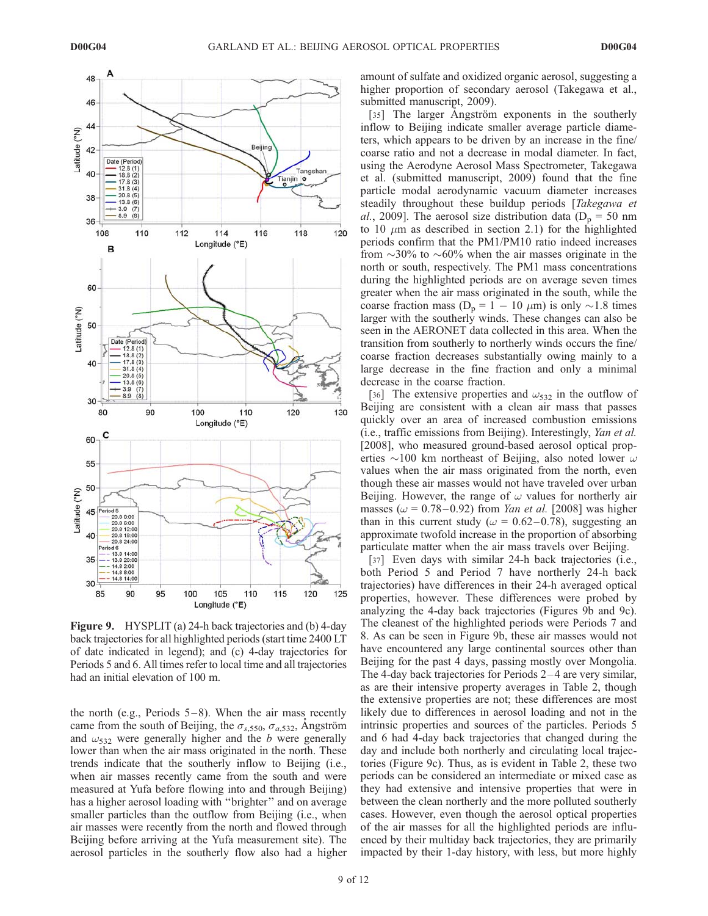**Figure 9.** HYSPLIT (a) 24-h back trajectories and (b) 4-day back trajectories for all highlighted periods (start time 2400 LT of date indicated in legend); and (c) 4-day trajectories for Periods 5 and 6. All times refer to local time and all trajectories had an initial elevation of 100 m.

the north (e.g., Periods 5–8). When the air mass recently came from the south of Beijing, the $\sigma_{s,550}$, $\sigma_{a,532}$, Ångström and $\omega_{532}$ were generally higher and the $b$ were generally lower than when the air mass originated in the north. These trends indicate that the southerly inflow to Beijing (i.e., when air masses recently came from the south and were measured at Yufa before flowing into and through Beijing) has a higher aerosol loading with "brighter" and on average smaller particles than the outflow from Beijing (i.e., when air masses were recently from the north and flowed through Beijing before arriving at the Yufa measurement site). The aerosol particles in the southerly flow also had a higher amount of sulfate and oxidized organic aerosol, suggesting a higher proportion of secondary aerosol (Takegawa et al., submitted manuscript, 2009).

[35] The larger Ångström exponents in the southerly inflow to Beijing indicate smaller average particle diameters, which appears to be driven by an increase in the fine/coarse ratio and not a decrease in modal diameter. In fact, using the Aerodyne Aerosol Mass Spectrometer, Takegawa et al. (submitted manuscript, 2009) found that the fine particle modal aerodynamic vacuum diameter increases steadily throughout these buildup periods [*Takegawa et al.*, 2009]. The aerosol size distribution data ($D_p$ = 50 nm to 10 $\mu$m as described in section 2.1) for the highlighted periods confirm that the PM1/PM10 ratio indeed increases from ~30% to ~60% when the air masses originate in the north or south, respectively. The PM1 mass concentrations during the highlighted periods are on average seven times greater when the air mass originated in the south, while the coarse fraction mass ($D_p$ = 1 − 10 $\mu$m) is only ~1.8 times larger with the southerly winds. These changes can also be seen in the AERONET data collected in this area. When the transition from southerly to northerly winds occurs the fine/coarse fraction decreases substantially owing mainly to a large decrease in the fine fraction and only a minimal decrease in the coarse fraction.

[36] The extensive properties and $\omega_{532}$ in the outflow of Beijing are consistent with a clean air mass that passes quickly over an area of increased combustion emissions (i.e., traffic emissions from Beijing). Interestingly, *Yan et al.* [2008], who measured ground-based aerosol optical properties ~100 km northeast of Beijing, also noted lower $\omega$ values when the air mass originated from the north, even though these air masses would not have traveled over urban Beijing. However, the range of $\omega$ values for northerly air masses ($\omega$ = 0.78–0.92) from *Yan et al.* [2008] was higher than in this current study ($\omega$ = 0.62–0.78), suggesting an approximate twofold increase in the proportion of absorbing particulate matter when the air mass travels over Beijing.

[37] Even days with similar 24-h back trajectories (i.e., both Period 5 and Period 7 have northerly 24-h back trajectories) have differences in their 24-h averaged optical properties, however. These differences were probed by analyzing the 4-day back trajectories (Figures 9b and 9c). The cleanest of the highlighted periods were Periods 7 and 8. As can be seen in Figure 9b, these air masses would not have encountered any large continental sources other than Beijing for the past 4 days, passing mostly over Mongolia. The 4-day back trajectories for Periods 2–4 are very similar, as are their intensive property averages in Table 2, though the extensive properties are not; these differences are most likely due to differences in aerosol loading and not in the intrinsic properties and sources of the particles. Periods 5 and 6 had 4-day back trajectories that changed during the day and include both northerly and circulating local trajectories (Figure 9c). Thus, as is evident in Table 2, these two periods can be considered an intermediate or mixed case as they had extensive and intensive properties that were in between the clean northerly and the more polluted southerly cases. However, even though the aerosol optical properties of the air masses for all the highlighted periods are influenced by their multiday back trajectories, they are primarily impacted by their 1-day history, with less, but more highly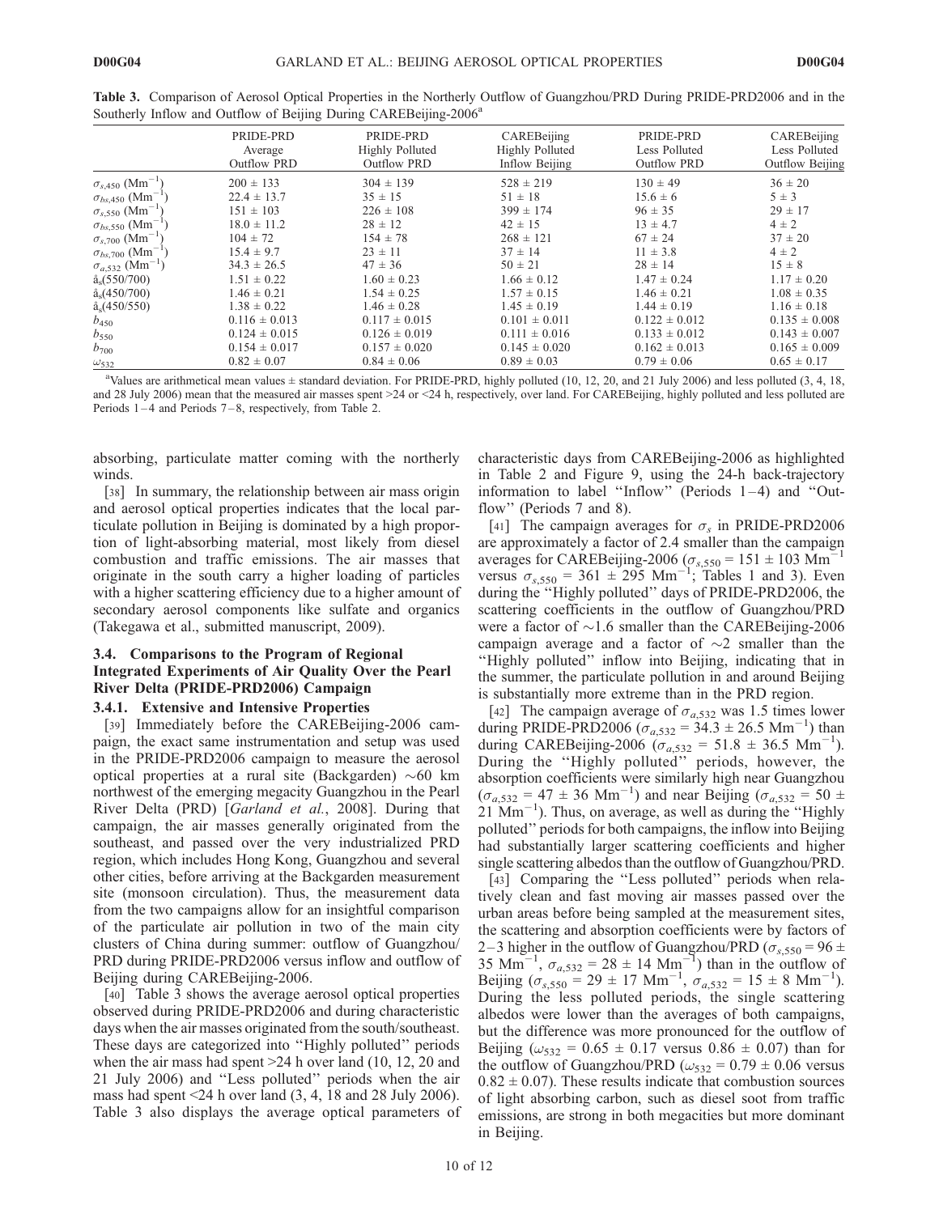**Table 3.** Comparison of Aerosol Optical Properties in the Northerly Outflow of Guangzhou/PRD During PRIDE-PRD2006 and in the Southerly Inflow and Outflow of Beijing During CAREBeijing-2006[a]

| | PRIDE-PRD Average Outflow PRD | PRIDE-PRD Highly Polluted Outflow PRD | CAREBeijing Highly Polluted Inflow Beijing | PRIDE-PRD Less Polluted Outflow PRD | CAREBeijing Less Polluted Outflow Beijing |
|---|---|---|---|---|---|
| $\sigma_{s,450}$ ($Mm^{-1}$) | 200 ± 133 | 304 ± 139 | 528 ± 219 | 130 ± 49 | 36 ± 20 |
| $\sigma_{bs,450}$ ($Mm^{-1}$) | 22.4 ± 13.7 | 35 ± 15 | 51 ± 18 | 15.6 ± 6 | 5 ± 3 |
| $\sigma_{s,550}$ ($Mm^{-1}$) | 151 ± 103 | 226 ± 108 | 399 ± 174 | 96 ± 35 | 29 ± 17 |
| $\sigma_{bs,550}$ ($Mm^{-1}$) | 18.0 ± 11.2 | 28 ± 12 | 42 ± 15 | 13 ± 4.7 | 4 ± 2 |
| $\sigma_{s,700}$ ($Mm^{-1}$) | 104 ± 72 | 154 ± 78 | 268 ± 121 | 67 ± 24 | 37 ± 20 |
| $\sigma_{bs,700}$ ($Mm^{-1}$) | 15.4 ± 9.7 | 23 ± 11 | 37 ± 14 | 11 ± 3.8 | 4 ± 2 |
| $\sigma_{a,532}$ ($Mm^{-1}$) | 34.3 ± 26.5 | 47 ± 36 | 50 ± 21 | 28 ± 14 | 15 ± 8 |
| $å_s$(550/700) | 1.51 ± 0.22 | 1.60 ± 0.23 | 1.66 ± 0.12 | 1.47 ± 0.24 | 1.17 ± 0.20 |
| $å_s$(450/700) | 1.46 ± 0.21 | 1.54 ± 0.25 | 1.57 ± 0.15 | 1.46 ± 0.21 | 1.08 ± 0.35 |
| $å_s$(450/550) | 1.38 ± 0.22 | 1.46 ± 0.28 | 1.45 ± 0.19 | 1.44 ± 0.19 | 1.16 ± 0.18 |
| $b_{450}$ | 0.116 ± 0.013 | 0.117 ± 0.015 | 0.101 ± 0.011 | 0.122 ± 0.012 | 0.135 ± 0.008 |
| $b_{550}$ | 0.124 ± 0.015 | 0.126 ± 0.019 | 0.111 ± 0.016 | 0.133 ± 0.012 | 0.143 ± 0.007 |
| $b_{700}$ | 0.154 ± 0.017 | 0.157 ± 0.020 | 0.145 ± 0.020 | 0.162 ± 0.013 | 0.165 ± 0.009 |
| $\omega_{532}$ | 0.82 ± 0.07 | 0.84 ± 0.06 | 0.89 ± 0.03 | 0.79 ± 0.06 | 0.65 ± 0.17 |

[a]Values are arithmetical mean values ± standard deviation. For PRIDE-PRD, highly polluted (10, 12, 20, and 21 July 2006) and less polluted (3, 4, 18, and 28 July 2006) mean that the measured air masses spent >24 or <24 h, respectively, over land. For CAREBeijing, highly polluted and less polluted are Periods 1–4 and Periods 7–8, respectively, from Table 2.

absorbing, particulate matter coming with the northerly winds.

[38] In summary, the relationship between air mass origin and aerosol optical properties indicates that the local particulate pollution in Beijing is dominated by a high proportion of light-absorbing material, most likely from diesel combustion and traffic emissions. The air masses that originate in the south carry a higher loading of particles with a higher scattering efficiency due to a higher amount of secondary aerosol components like sulfate and organics (Takegawa et al., submitted manuscript, 2009).

### 3.4. Comparisons to the Program of Regional Integrated Experiments of Air Quality Over the Pearl River Delta (PRIDE-PRD2006) Campaign

#### 3.4.1. Extensive and Intensive Properties

[39] Immediately before the CAREBeijing-2006 campaign, the exact same instrumentation and setup was used in the PRIDE-PRD2006 campaign to measure the aerosol optical properties at a rural site (Backgarden) ~60 km northwest of the emerging megacity Guangzhou in the Pearl River Delta (PRD) [*Garland et al.*, 2008]. During that campaign, the air masses generally originated from the southeast, and passed over the very industrialized PRD region, which includes Hong Kong, Guangzhou and several other cities, before arriving at the Backgarden measurement site (monsoon circulation). Thus, the measurement data from the two campaigns allow for an insightful comparison of the particulate air pollution in two of the main city clusters of China during summer: outflow of Guangzhou/PRD during PRIDE-PRD2006 versus inflow and outflow of Beijing during CAREBeijing-2006.

[40] Table 3 shows the average aerosol optical properties observed during PRIDE-PRD2006 and during characteristic days when the air masses originated from the south/southeast. These days are categorized into ''Highly polluted'' periods when the air mass had spent >24 h over land (10, 12, 20 and 21 July 2006) and ''Less polluted'' periods when the air mass had spent <24 h over land (3, 4, 18 and 28 July 2006). Table 3 also displays the average optical parameters of characteristic days from CAREBeijing-2006 as highlighted in Table 2 and Figure 9, using the 24-h back-trajectory information to label ''Inflow'' (Periods 1–4) and ''Outflow'' (Periods 7 and 8).

[41] The campaign averages for $\sigma_s$ in PRIDE-PRD2006 are approximately a factor of 2.4 smaller than the campaign averages for CAREBeijing-2006 ($\sigma_{s,550}$ = 151 ± 103 $Mm^{-1}$ versus $\sigma_{s,550}$ = 361 ± 295 $Mm^{-1}$; Tables 1 and 3). Even during the ''Highly polluted'' days of PRIDE-PRD2006, the scattering coefficients in the outflow of Guangzhou/PRD were a factor of ~1.6 smaller than the CAREBeijing-2006 campaign average and a factor of ~2 smaller than the ''Highly polluted'' inflow into Beijing, indicating that in the summer, the particulate pollution in and around Beijing is substantially more extreme than in the PRD region.

[42] The campaign average of $\sigma_{a,532}$ was 1.5 times lower during PRIDE-PRD2006 ($\sigma_{a,532}$ = 34.3 ± 26.5 $Mm^{-1}$) than during CAREBeijing-2006 ($\sigma_{a,532}$ = 51.8 ± 36.5 $Mm^{-1}$). During the ''Highly polluted'' periods, however, the absorption coefficients were similarly high near Guangzhou ($\sigma_{a,532}$ = 47 ± 36 $Mm^{-1}$) and near Beijing ($\sigma_{a,532}$ = 50 ± 21 $Mm^{-1}$). Thus, on average, as well as during the ''Highly polluted'' periods for both campaigns, the inflow into Beijing had substantially larger scattering coefficients and higher single scattering albedos than the outflow of Guangzhou/PRD.

[43] Comparing the ''Less polluted'' periods when relatively clean and fast moving air masses passed over the urban areas before being sampled at the measurement sites, the scattering and absorption coefficients were by factors of 2–3 higher in the outflow of Guangzhou/PRD ($\sigma_{s,550}$ = 96 ± 35 $Mm^{-1}$, $\sigma_{a,532}$ = 28 ± 14 $Mm^{-1}$) than in the outflow of Beijing ($\sigma_{s,550}$ = 29 ± 17 $Mm^{-1}$, $\sigma_{a,532}$ = 15 ± 8 $Mm^{-1}$). During the less polluted periods, the single scattering albedos were lower than the averages of both campaigns, but the difference was more pronounced for the outflow of Beijing ($\omega_{532}$ = 0.65 ± 0.17 versus 0.86 ± 0.07) than for the outflow of Guangzhou/PRD ($\omega_{532}$ = 0.79 ± 0.06 versus 0.82 ± 0.07). These results indicate that combustion sources of light absorbing carbon, such as diesel soot from traffic emissions, are strong in both megacities but more dominant in Beijing.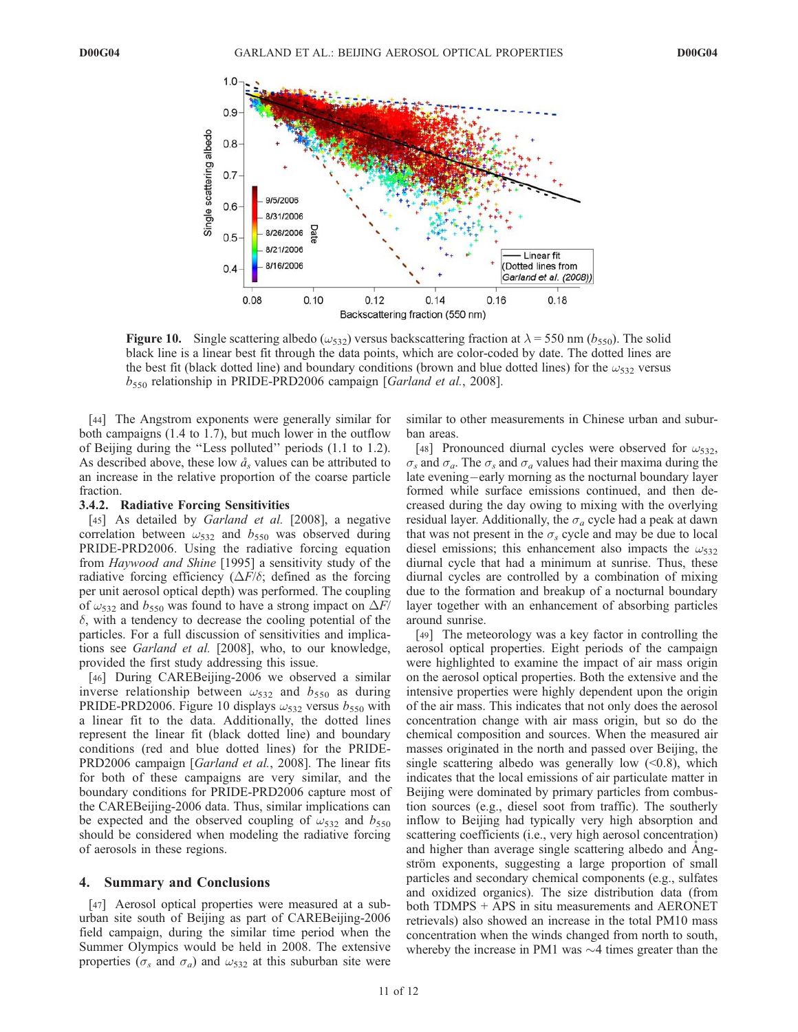Figure 10. Single scattering albedo ($\omega_{532}$) versus backscattering fraction at $\lambda = 550$ nm ($b_{550}$). The solid black line is a linear best fit through the data points, which are color-coded by date. The dotted lines are the best fit (black dotted line) and boundary conditions (brown and blue dotted lines) for the $\omega_{532}$ versus $b_{550}$ relationship in PRIDE-PRD2006 campaign [*Garland et al.*, 2008].

[44] The Angstrom exponents were generally similar for both campaigns (1.4 to 1.7), but much lower in the outflow of Beijing during the "Less polluted" periods (1.1 to 1.2). As described above, these low $\mathring{a}_s$ values can be attributed to an increase in the relative proportion of the coarse particle fraction.

### 3.4.2. Radiative Forcing Sensitivities

[45] As detailed by *Garland et al.* [2008], a negative correlation between $\omega_{532}$ and $b_{550}$ was observed during PRIDE-PRD2006. Using the radiative forcing equation from *Haywood and Shine* [1995] a sensitivity study of the radiative forcing efficiency ($\Delta F/\delta$; defined as the forcing per unit aerosol optical depth) was performed. The coupling of $\omega_{532}$ and $b_{550}$ was found to have a strong impact on $\Delta F/\delta$, with a tendency to decrease the cooling potential of the particles. For a full discussion of sensitivities and implications see *Garland et al.* [2008], who, to our knowledge, provided the first study addressing this issue.

[46] During CAREBeijing-2006 we observed a similar inverse relationship between $\omega_{532}$ and $b_{550}$ as during PRIDE-PRD2006. Figure 10 displays $\omega_{532}$ versus $b_{550}$ with a linear fit to the data. Additionally, the dotted lines represent the linear fit (black dotted line) and boundary conditions (red and blue dotted lines) for the PRIDE-PRD2006 campaign [*Garland et al.*, 2008]. The linear fits for both of these campaigns are very similar, and the boundary conditions for PRIDE-PRD2006 capture most of the CAREBeijing-2006 data. Thus, similar implications can be expected and the observed coupling of $\omega_{532}$ and $b_{550}$ should be considered when modeling the radiative forcing of aerosols in these regions.

## 4. Summary and Conclusions

[47] Aerosol optical properties were measured at a suburban site south of Beijing as part of CAREBeijing-2006 field campaign, during the similar time period when the Summer Olympics would be held in 2008. The extensive properties ($\sigma_s$ and $\sigma_a$) and $\omega_{532}$ at this suburban site were similar to other measurements in Chinese urban and suburban areas.

[48] Pronounced diurnal cycles were observed for $\omega_{532}$, $\sigma_s$ and $\sigma_a$. The $\sigma_s$ and $\sigma_a$ values had their maxima during the late evening–early morning as the nocturnal boundary layer formed while surface emissions continued, and then decreased during the day owing to mixing with the overlying residual layer. Additionally, the $\sigma_a$ cycle had a peak at dawn that was not present in the $\sigma_s$ cycle and may be due to local diesel emissions; this enhancement also impacts the $\omega_{532}$ diurnal cycle that had a minimum at sunrise. Thus, these diurnal cycles are controlled by a combination of mixing due to the formation and breakup of a nocturnal boundary layer together with an enhancement of absorbing particles around sunrise.

[49] The meteorology was a key factor in controlling the aerosol optical properties. Eight periods of the campaign were highlighted to examine the impact of air mass origin on the aerosol optical properties. Both the extensive and the intensive properties were highly dependent upon the origin of the air mass. This indicates that not only does the aerosol concentration change with air mass origin, but so do the chemical composition and sources. When the measured air masses originated in the north and passed over Beijing, the single scattering albedo was generally low (<0.8), which indicates that the local emissions of air particulate matter in Beijing were dominated by primary particles from combustion sources (e.g., diesel soot from traffic). The southerly inflow to Beijing had typically very high absorption and scattering coefficients (i.e., very high aerosol concentration) and higher than average single scattering albedo and Ångström exponents, suggesting a large proportion of small particles and secondary chemical components (e.g., sulfates and oxidized organics). The size distribution data (from both TDMPS + APS in situ measurements and AERONET retrievals) also showed an increase in the total PM10 mass concentration when the winds changed from north to south, whereby the increase in PM1 was ~4 times greater than the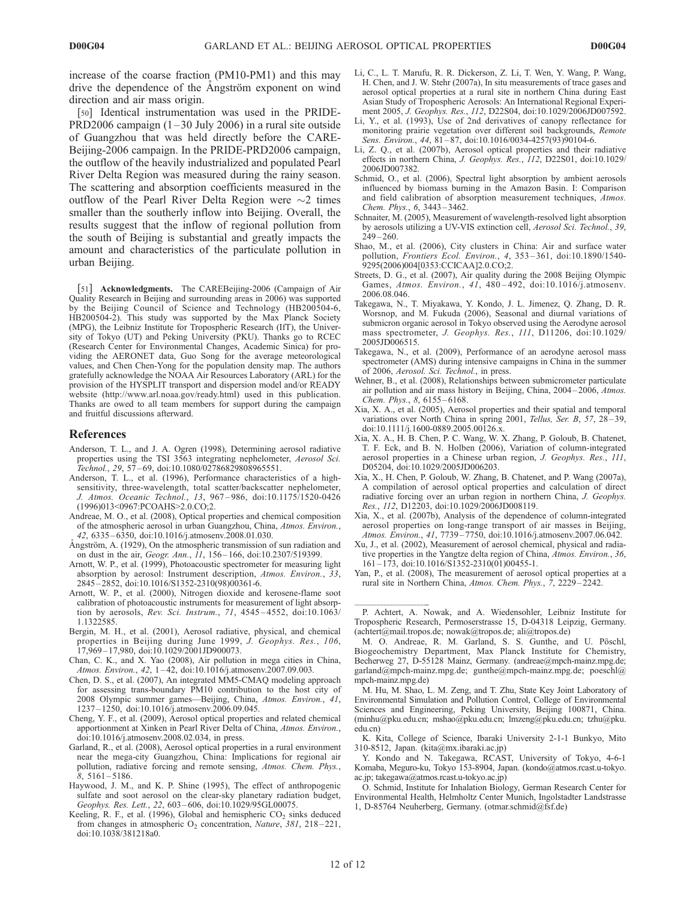increase of the coarse fraction (PM10-PM1) and this may drive the dependence of the Ångström exponent on wind direction and air mass origin.

[50] Identical instrumentation was used in the PRIDE-PRD2006 campaign (1–30 July 2006) in a rural site outside of Guangzhou that was held directly before the CARE-Beijing-2006 campaign. In the PRIDE-PRD2006 campaign, the outflow of the heavily industrialized and populated Pearl River Delta Region was measured during the rainy season. The scattering and absorption coefficients measured in the outflow of the Pearl River Delta Region were ~2 times smaller than the southerly inflow into Beijing. Overall, the results suggest that the inflow of regional pollution from the south of Beijing is substantial and greatly impacts the amount and characteristics of the particulate pollution in urban Beijing.

[51] **Acknowledgments.** The CAREBeijing-2006 (Campaign of Air Quality Research in Beijing and surrounding areas in 2006) was supported by the Beijing Council of Science and Technology (HB200504-6, HB200504-2). This study was supported by the Max Planck Society (MPG), the Leibniz Institute for Tropospheric Research (IfT), the University of Tokyo (UT) and Peking University (PKU). Thanks go to RCEC (Research Center for Environmental Changes, Academic Sinica) for providing the AERONET data, Guo Song for the average meteorological values, and Chen Chen-Yong for the population density map. The authors gratefully acknowledge the NOAA Air Resources Laboratory (ARL) for the provision of the HYSPLIT transport and dispersion model and/or READY website (http://www.arl.noaa.gov/ready.html) used in this publication. Thanks are owed to all team members for support during the campaign and fruitful discussions afterward.

## References

Anderson, T. L., and J. A. Ogren (1998), Determining aerosol radiative properties using the TSI 3563 integrating nephelometer, *Aerosol Sci. Technol.*, *29*, 57–69, doi:10.1080/02786829808965551.

Anderson, T. L., et al. (1996), Performance characteristics of a high-sensitivity, three-wavelength, total scatter/backscatter nephelometer, *J. Atmos. Oceanic Technol.*, *13*, 967–986, doi:10.1175/1520-0426(1996)013<0967:PCOAHS>2.0.CO;2.

Andreae, M. O., et al. (2008), Optical properties and chemical composition of the atmospheric aerosol in urban Guangzhou, China, *Atmos. Environ.*, *42*, 6335–6350, doi:10.1016/j.atmosenv.2008.01.030.

Ångström, A. (1929), On the atmospheric transmission of sun radiation and on dust in the air, *Geogr. Ann.*, *11*, 156–166, doi:10.2307/519399.

Arnott, W. P., et al. (1999), Photoacoustic spectrometer for measuring light absorption by aerosol: Instrument description, *Atmos. Environ.*, *33*, 2845–2852, doi:10.1016/S1352-2310(98)00361-6.

Arnott, W. P., et al. (2000), Nitrogen dioxide and kerosene-flame soot calibration of photoacoustic instruments for measurement of light absorption by aerosols, *Rev. Sci. Instrum.*, *71*, 4545–4552, doi:10.1063/1.1322585.

Bergin, M. H., et al. (2001), Aerosol radiative, physical, and chemical properties in Beijing during June 1999, *J. Geophys. Res.*, *106*, 17,969–17,980, doi:10.1029/2001JD900073.

Chan, C. K., and X. Yao (2008), Air pollution in mega cities in China, *Atmos. Environ.*, *42*, 1–42, doi:10.1016/j.atmosenv.2007.09.003.

Chen, D. S., et al. (2007), An integrated MM5-CMAQ modeling approach for assessing trans-boundary PM10 contribution to the host city of 2008 Olympic summer games—Beijing, China, *Atmos. Environ.*, *41*, 1237–1250, doi:10.1016/j.atmosenv.2006.09.045.

Cheng, Y. F., et al. (2009), Aerosol optical properties and related chemical apportionment at Xinken in Pearl River Delta of China, *Atmos. Environ.*, doi:10.1016/j.atmosenv.2008.02.034, in press.

Garland, R., et al. (2008), Aerosol optical properties in a rural environment near the mega-city Guangzhou, China: Implications for regional air pollution, radiative forcing and remote sensing, *Atmos. Chem. Phys.*, *8*, 5161–5186.

Haywood, J. M., and K. P. Shine (1995), The effect of anthropogenic sulfate and soot aerosol on the clear-sky planetary radiation budget, *Geophys. Res. Lett.*, *22*, 603–606, doi:10.1029/95GL00075.

Keeling, R. F., et al. (1996), Global and hemispheric $CO_2$ sinks deduced from changes in atmospheric $O_2$ concentration, *Nature*, *381*, 218–221, doi:10.1038/381218a0.

Li, C., L. T. Marufu, R. R. Dickerson, Z. Li, T. Wen, Y. Wang, P. Wang, H. Chen, and J. W. Stehr (2007a), In situ measurements of trace gases and aerosol optical properties at a rural site in northern China during East Asian Study of Tropospheric Aerosols: An International Regional Experiment 2005, *J. Geophys. Res.*, *112*, D22S04, doi:10.1029/2006JD007592.

Li, Y., et al. (1993), Use of 2nd derivatives of canopy reflectance for monitoring prairie vegetation over different soil backgrounds, *Remote Sens. Environ.*, *44*, 81–87, doi:10.1016/0034-4257(93)90104-6.

Li, Z. Q., et al. (2007b), Aerosol optical properties and their radiative effects in northern China, *J. Geophys. Res.*, *112*, D22S01, doi:10.1029/2006JD007382.

Schmid, O., et al. (2006), Spectral light absorption by ambient aerosols influenced by biomass burning in the Amazon Basin. I: Comparison and field calibration of absorption measurement techniques, *Atmos. Chem. Phys.*, *6*, 3443–3462.

Schnaiter, M. (2005), Measurement of wavelength-resolved light absorption by aerosols utilizing a UV-VIS extinction cell, *Aerosol Sci. Technol.*, *39*, 249–260.

Shao, M., et al. (2006), City clusters in China: Air and surface water pollution, *Frontiers Ecol. Environ.*, *4*, 353–361, doi:10.1890/1540-9295(2006)004[0353:CCICAA]2.0.CO;2.

Streets, D. G., et al. (2007), Air quality during the 2008 Beijing Olympic Games, *Atmos. Environ.*, *41*, 480–492, doi:10.1016/j.atmosenv.2006.08.046.

Takegawa, N., T. Miyakawa, Y. Kondo, J. L. Jimenez, Q. Zhang, D. R. Worsnop, and M. Fukuda (2006), Seasonal and diurnal variations of submicron organic aerosol in Tokyo observed using the Aerodyne aerosol mass spectrometer, *J. Geophys. Res.*, *111*, D11206, doi:10.1029/2005JD006515.

Takegawa, N., et al. (2009), Performance of an aerodyne aerosol mass spectrometer (AMS) during intensive campaigns in China in the summer of 2006, *Aerosol. Sci. Technol.*, in press.

Wehner, B., et al. (2008), Relationships between submicrometer particulate air pollution and air mass history in Beijing, China, 2004–2006, *Atmos. Chem. Phys.*, *8*, 6155–6168.

Xia, X. A., et al. (2005), Aerosol properties and their spatial and temporal variations over North China in spring 2001, *Tellus, Ser. B*, *57*, 28–39, doi:10.1111/j.1600-0889.2005.00126.x.

Xia, X. A., H. B. Chen, P. C. Wang, W. X. Zhang, P. Goloub, B. Chatenet, T. F. Eck, and B. N. Holben (2006), Variation of column-integrated aerosol properties in a Chinese urban region, *J. Geophys. Res.*, *111*, D05204, doi:10.1029/2005JD006203.

Xia, X., H. Chen, P. Goloub, W. Zhang, B. Chatenet, and P. Wang (2007a), A compilation of aerosol optical properties and calculation of direct radiative forcing over an urban region in northern China, *J. Geophys. Res.*, *112*, D12203, doi:10.1029/2006JD008119.

Xia, X., et al. (2007b), Analysis of the dependence of column-integrated aerosol properties on long-range transport of air masses in Beijing, *Atmos. Environ.*, *41*, 7739–7750, doi:10.1016/j.atmosenv.2007.06.042.

Xu, J., et al. (2002), Measurement of aerosol chemical, physical and radiative properties in the Yangtze delta region of China, *Atmos. Environ.*, *36*, 161–173, doi:10.1016/S1352-2310(01)00455-1.

Yan, P., et al. (2008), The measurement of aerosol optical properties at a rural site in Northern China, *Atmos. Chem. Phys.*, *7*, 2229–2242.

---

P. Achtert, A. Nowak, and A. Wiedensohler, Leibniz Institute for Tropospheric Research, Permoserstrasse 15, D-04318 Leipzig, Germany. (achtert@mail.tropos.de; nowak@tropos.de; ali@tropos.de)

M. O. Andreae, R. M. Garland, S. S. Gunthe, and U. Pöschl, Biogeochemistry Department, Max Planck Institute for Chemistry, Becherweg 27, D-55128 Mainz, Germany. (andreae@mpch-mainz.mpg.de; garland@mpch-mainz.mpg.de; gunthe@mpch-mainz.mpg.de; poeschl@mpch-mainz.mpg.de)

M. Hu, M. Shao, L. M. Zeng, and T. Zhu, State Key Joint Laboratory of Environmental Simulation and Pollution Control, College of Environmental Sciences and Engineering, Peking University, Beijing 100871, China. (minhu@pku.edu.cn; mshao@pku.edu.cn; lmzeng@pku.edu.cn; tzhu@pku.edu.cn)

K. Kita, College of Science, Ibaraki University 2-1-1 Bunkyo, Mito 310-8512, Japan. (kita@mx.ibaraki.ac.jp)

Y. Kondo and N. Takegawa, RCAST, University of Tokyo, 4-6-1 Komaba, Meguro-ku, Tokyo 153-8904, Japan. (kondo@atmos.rcast.u-tokyo.ac.jp; takegawa@atmos.rcast.u-tokyo.ac.jp)

O. Schmid, Institute for Inhalation Biology, German Research Center for Environmental Health, Helmholtz Center Munich, Ingolstadter Landstrasse 1, D-85764 Neuherberg, Germany. (otmar.schmid@fsf.de)